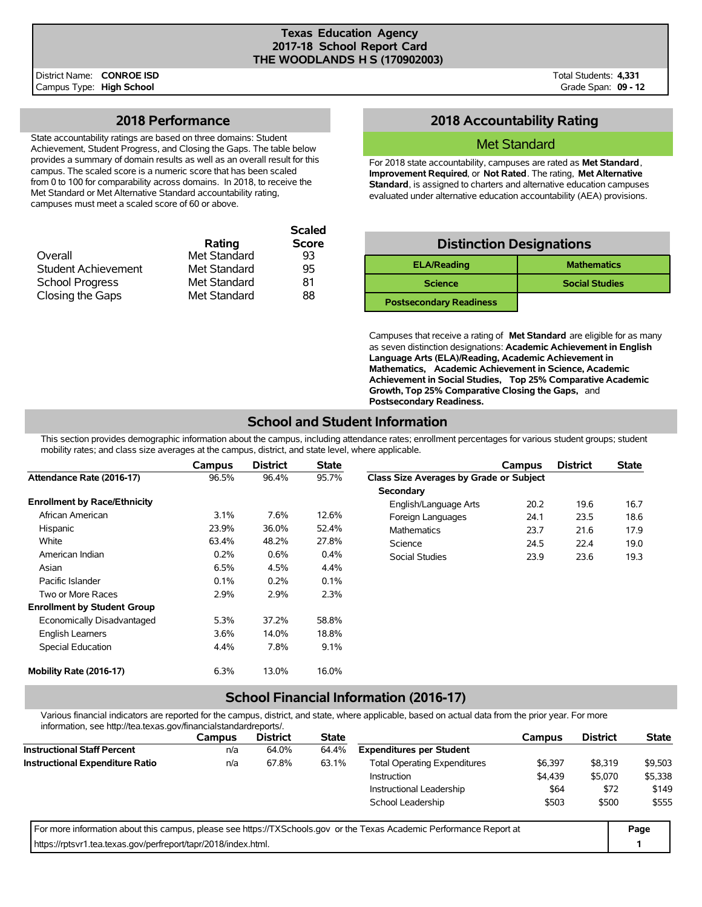# Texas Education Agency
## 2017-18 School Report Card
## THE WOODLANDS H S (170902003)

District Name: **CONROE ISD**
Campus Type: **High School**

Total Students: **4,331**
Grade Span: **09 - 12**

## 2018 Performance

State accountability ratings are based on three domains: Student Achievement, Student Progress, and Closing the Gaps. The table below provides a summary of domain results as well as an overall result for this campus. The scaled score is a numeric score that has been scaled from 0 to 100 for comparability across domains. In 2018, to receive the Met Standard or Met Alternative Standard accountability rating, campuses must meet a scaled score of 60 or above.

| | Rating | Scaled Score |
|---|---|---|
| Overall | Met Standard | 93 |
| Student Achievement | Met Standard | 95 |
| School Progress | Met Standard | 81 |
| Closing the Gaps | Met Standard | 88 |

## 2018 Accountability Rating

**Met Standard**

For 2018 state accountability, campuses are rated as **Met Standard**, **Improvement Required**, or **Not Rated**. The rating, **Met Alternative Standard**, is assigned to charters and alternative education campuses evaluated under alternative education accountability (AEA) provisions.

## Distinction Designations

| | |
|---|---|
| **ELA/Reading** | **Mathematics** |
| **Science** | **Social Studies** |
| **Postsecondary Readiness** | |

Campuses that receive a rating of **Met Standard** are eligible for as many as seven distinction designations: **Academic Achievement in English Language Arts (ELA)/Reading, Academic Achievement in Mathematics, Academic Achievement in Science, Academic Achievement in Social Studies, Top 25% Comparative Academic Growth, Top 25% Comparative Closing the Gaps,** and **Postsecondary Readiness.**

## School and Student Information

This section provides demographic information about the campus, including attendance rates; enrollment percentages for various student groups; student mobility rates; and class size averages at the campus, district, and state level, where applicable.

| | Campus | District | State |
|---|---|---|---|
| **Attendance Rate (2016-17)** | 96.5% | 96.4% | 95.7% |
| **Enrollment by Race/Ethnicity** | | | |
| African American | 3.1% | 7.6% | 12.6% |
| Hispanic | 23.9% | 36.0% | 52.4% |
| White | 63.4% | 48.2% | 27.8% |
| American Indian | 0.2% | 0.6% | 0.4% |
| Asian | 6.5% | 4.5% | 4.4% |
| Pacific Islander | 0.1% | 0.2% | 0.1% |
| Two or More Races | 2.9% | 2.9% | 2.3% |
| **Enrollment by Student Group** | | | |
| Economically Disadvantaged | 5.3% | 37.2% | 58.8% |
| English Learners | 3.6% | 14.0% | 18.8% |
| Special Education | 4.4% | 7.8% | 9.1% |
| **Mobility Rate (2016-17)** | 6.3% | 13.0% | 16.0% |

| | Campus | District | State |
|---|---|---|---|
| **Class Size Averages by Grade or Subject** | | | |
| **Secondary** | | | |
| English/Language Arts | 20.2 | 19.6 | 16.7 |
| Foreign Languages | 24.1 | 23.5 | 18.6 |
| Mathematics | 23.7 | 21.6 | 17.9 |
| Science | 24.5 | 22.4 | 19.0 |
| Social Studies | 23.9 | 23.6 | 19.3 |

## School Financial Information (2016-17)

Various financial indicators are reported for the campus, district, and state, where applicable, based on actual data from the prior year. For more information, see http://tea.texas.gov/financialstandardreports/.

| | Campus | District | State |
|---|---|---|---|
| **Instructional Staff Percent** | n/a | 64.0% | 64.4% |
| **Instructional Expenditure Ratio** | n/a | 67.8% | 63.1% |

| | Campus | District | State |
|---|---|---|---|
| **Expenditures per Student** | | | |
| Total Operating Expenditures | $6,397 | $8,319 | $9,503 |
| Instruction | $4,439 | $5,070 | $5,338 |
| Instructional Leadership | $64 | $72 | $149 |
| School Leadership | $503 | $500 | $555 |

For more information about this campus, please see https://TXSchools.gov or the Texas Academic Performance Report at https://rptsvr1.tea.texas.gov/perfreport/tapr/2018/index.html.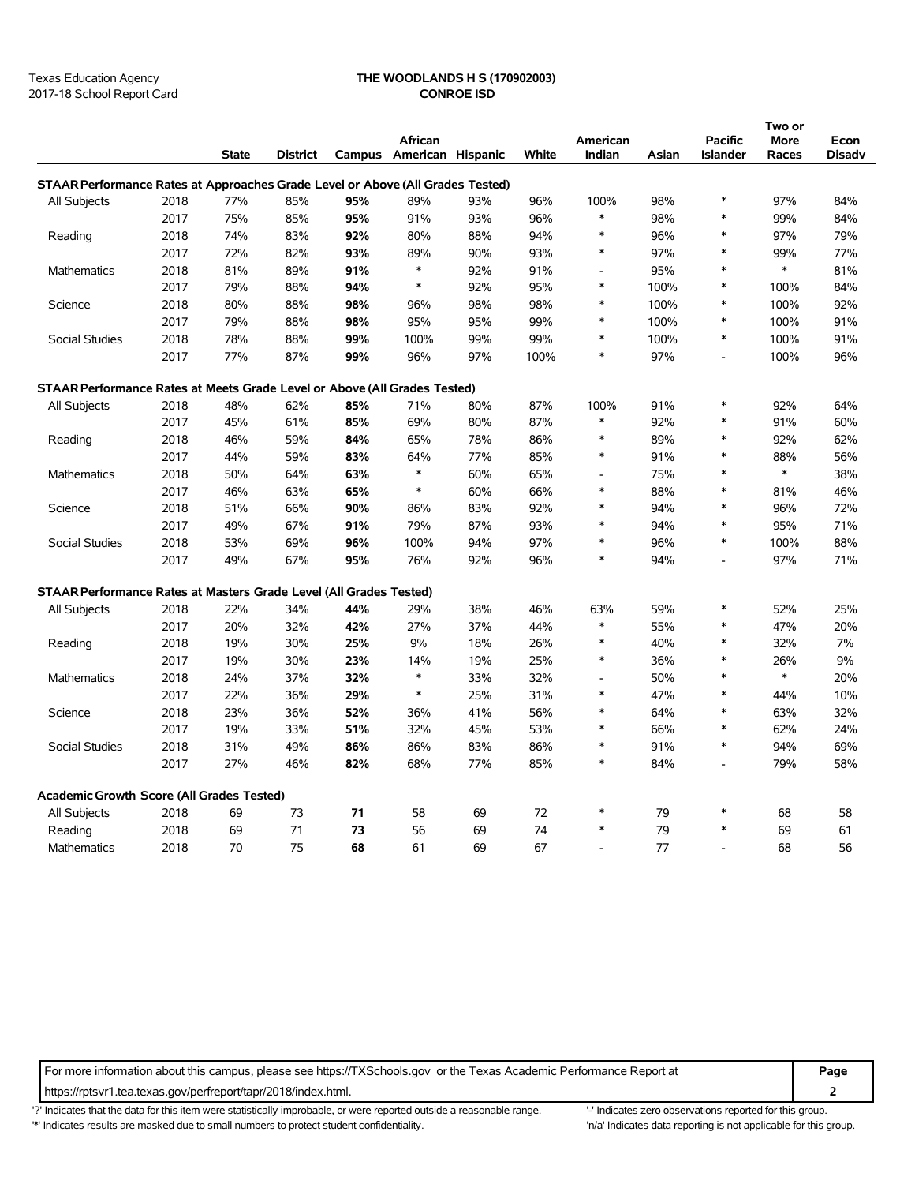Texas Education Agency
2017-18 School Report Card

**THE WOODLANDS H S (170902003)**
**CONROE ISD**

| | | State | District | Campus | African American | Hispanic | White | American Indian | Asian | Pacific Islander | Two or More Races | Econ Disadv |
|---|---|---|---|---|---|---|---|---|---|---|---|---|
| **STAAR Performance Rates at Approaches Grade Level or Above (All Grades Tested)** | | | | | | | | | | | | |
| All Subjects | 2018 | 77% | 85% | **95%** | 89% | 93% | 96% | 100% | 98% | * | 97% | 84% |
| | 2017 | 75% | 85% | **95%** | 91% | 93% | 96% | * | 98% | * | 99% | 84% |
| Reading | 2018 | 74% | 83% | **92%** | 80% | 88% | 94% | * | 96% | * | 97% | 79% |
| | 2017 | 72% | 82% | **93%** | 89% | 90% | 93% | * | 97% | * | 99% | 77% |
| Mathematics | 2018 | 81% | 89% | **91%** | * | 92% | 91% | - | 95% | * | * | 81% |
| | 2017 | 79% | 88% | **94%** | * | 92% | 95% | * | 100% | * | 100% | 84% |
| Science | 2018 | 80% | 88% | **98%** | 96% | 98% | 98% | * | 100% | * | 100% | 92% |
| | 2017 | 79% | 88% | **98%** | 95% | 95% | 99% | * | 100% | * | 100% | 91% |
| Social Studies | 2018 | 78% | 88% | **99%** | 100% | 99% | 99% | * | 100% | * | 100% | 91% |
| | 2017 | 77% | 87% | **99%** | 96% | 97% | 100% | * | 97% | - | 100% | 96% |
| **STAAR Performance Rates at Meets Grade Level or Above (All Grades Tested)** | | | | | | | | | | | | |
| All Subjects | 2018 | 48% | 62% | **85%** | 71% | 80% | 87% | 100% | 91% | * | 92% | 64% |
| | 2017 | 45% | 61% | **85%** | 69% | 80% | 87% | * | 92% | * | 91% | 60% |
| Reading | 2018 | 46% | 59% | **84%** | 65% | 78% | 86% | * | 89% | * | 92% | 62% |
| | 2017 | 44% | 59% | **83%** | 64% | 77% | 85% | * | 91% | * | 88% | 56% |
| Mathematics | 2018 | 50% | 64% | **63%** | * | 60% | 65% | - | 75% | * | * | 38% |
| | 2017 | 46% | 63% | **65%** | * | 60% | 66% | * | 88% | * | 81% | 46% |
| Science | 2018 | 51% | 66% | **90%** | 86% | 83% | 92% | * | 94% | * | 96% | 72% |
| | 2017 | 49% | 67% | **91%** | 79% | 87% | 93% | * | 94% | * | 95% | 71% |
| Social Studies | 2018 | 53% | 69% | **96%** | 100% | 94% | 97% | * | 96% | * | 100% | 88% |
| | 2017 | 49% | 67% | **95%** | 76% | 92% | 96% | * | 94% | - | 97% | 71% |
| **STAAR Performance Rates at Masters Grade Level (All Grades Tested)** | | | | | | | | | | | | |
| All Subjects | 2018 | 22% | 34% | **44%** | 29% | 38% | 46% | 63% | 59% | * | 52% | 25% |
| | 2017 | 20% | 32% | **42%** | 27% | 37% | 44% | * | 55% | * | 47% | 20% |
| Reading | 2018 | 19% | 30% | **25%** | 9% | 18% | 26% | * | 40% | * | 32% | 7% |
| | 2017 | 19% | 30% | **23%** | 14% | 19% | 25% | * | 36% | * | 26% | 9% |
| Mathematics | 2018 | 24% | 37% | **32%** | * | 33% | 32% | - | 50% | * | * | 20% |
| | 2017 | 22% | 36% | **29%** | * | 25% | 31% | * | 47% | * | 44% | 10% |
| Science | 2018 | 23% | 36% | **52%** | 36% | 41% | 56% | * | 64% | * | 63% | 32% |
| | 2017 | 19% | 33% | **51%** | 32% | 45% | 53% | * | 66% | * | 62% | 24% |
| Social Studies | 2018 | 31% | 49% | **86%** | 86% | 83% | 86% | * | 91% | * | 94% | 69% |
| | 2017 | 27% | 46% | **82%** | 68% | 77% | 85% | * | 84% | - | 79% | 58% |
| **Academic Growth Score (All Grades Tested)** | | | | | | | | | | | | |
| All Subjects | 2018 | 69 | 73 | **71** | 58 | 69 | 72 | * | 79 | * | 68 | 58 |
| Reading | 2018 | 69 | 71 | **73** | 56 | 69 | 74 | * | 79 | * | 69 | 61 |
| Mathematics | 2018 | 70 | 75 | **68** | 61 | 69 | 67 | - | 77 | - | 68 | 56 |

For more information about this campus, please see https://TXSchools.gov or the Texas Academic Performance Report at https://rptsvr1.tea.texas.gov/perfreport/tapr/2018/index.html.

'?' Indicates that the data for this item were statistically improbable, or were reported outside a reasonable range.
'*' Indicates results are masked due to small numbers to protect student confidentiality.
'-' Indicates zero observations reported for this group.
'n/a' Indicates data reporting is not applicable for this group.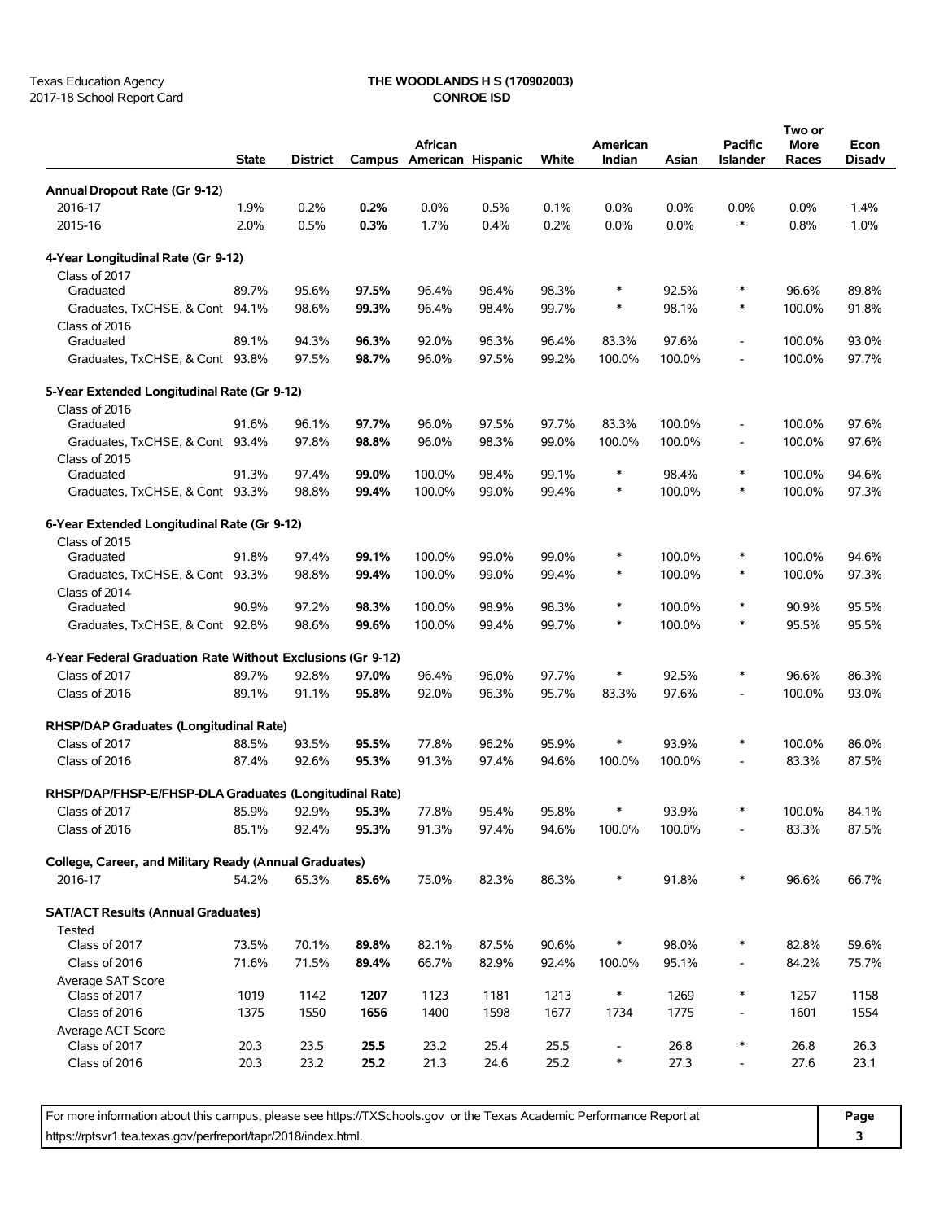Texas Education Agency
2017-18 School Report Card

**THE WOODLANDS H S (170902003)**
**CONROE ISD**

| | State | District | Campus | African American | Hispanic | White | American Indian | Asian | Pacific Islander | Two or More Races | Econ Disadv |
|---|---|---|---|---|---|---|---|---|---|---|---|
| **Annual Dropout Rate (Gr 9-12)** | | | | | | | | | | | |
| 2016-17 | 1.9% | 0.2% | **0.2%** | 0.0% | 0.5% | 0.1% | 0.0% | 0.0% | 0.0% | 0.0% | 1.4% |
| 2015-16 | 2.0% | 0.5% | **0.3%** | 1.7% | 0.4% | 0.2% | 0.0% | 0.0% | * | 0.8% | 1.0% |
| **4-Year Longitudinal Rate (Gr 9-12)** | | | | | | | | | | | |
| Class of 2017 | | | | | | | | | | | |
| Graduated | 89.7% | 95.6% | **97.5%** | 96.4% | 96.4% | 98.3% | * | 92.5% | * | 96.6% | 89.8% |
| Graduates, TxCHSE, & Cont | 94.1% | 98.6% | **99.3%** | 96.4% | 98.4% | 99.7% | * | 98.1% | * | 100.0% | 91.8% |
| Class of 2016 | | | | | | | | | | | |
| Graduated | 89.1% | 94.3% | **96.3%** | 92.0% | 96.3% | 96.4% | 83.3% | 97.6% | - | 100.0% | 93.0% |
| Graduates, TxCHSE, & Cont | 93.8% | 97.5% | **98.7%** | 96.0% | 97.5% | 99.2% | 100.0% | 100.0% | - | 100.0% | 97.7% |
| **5-Year Extended Longitudinal Rate (Gr 9-12)** | | | | | | | | | | | |
| Class of 2016 | | | | | | | | | | | |
| Graduated | 91.6% | 96.1% | **97.7%** | 96.0% | 97.5% | 97.7% | 83.3% | 100.0% | - | 100.0% | 97.6% |
| Graduates, TxCHSE, & Cont | 93.4% | 97.8% | **98.8%** | 96.0% | 98.3% | 99.0% | 100.0% | 100.0% | - | 100.0% | 97.6% |
| Class of 2015 | | | | | | | | | | | |
| Graduated | 91.3% | 97.4% | **99.0%** | 100.0% | 98.4% | 99.1% | * | 98.4% | * | 100.0% | 94.6% |
| Graduates, TxCHSE, & Cont | 93.3% | 98.8% | **99.4%** | 100.0% | 99.0% | 99.4% | * | 100.0% | * | 100.0% | 97.3% |
| **6-Year Extended Longitudinal Rate (Gr 9-12)** | | | | | | | | | | | |
| Class of 2015 | | | | | | | | | | | |
| Graduated | 91.8% | 97.4% | **99.1%** | 100.0% | 99.0% | 99.0% | * | 100.0% | * | 100.0% | 94.6% |
| Graduates, TxCHSE, & Cont | 93.3% | 98.8% | **99.4%** | 100.0% | 99.0% | 99.4% | * | 100.0% | * | 100.0% | 97.3% |
| Class of 2014 | | | | | | | | | | | |
| Graduated | 90.9% | 97.2% | **98.3%** | 100.0% | 98.9% | 98.3% | * | 100.0% | * | 90.9% | 95.5% |
| Graduates, TxCHSE, & Cont | 92.8% | 98.6% | **99.6%** | 100.0% | 99.4% | 99.7% | * | 100.0% | * | 95.5% | 95.5% |
| **4-Year Federal Graduation Rate Without Exclusions (Gr 9-12)** | | | | | | | | | | | |
| Class of 2017 | 89.7% | 92.8% | **97.0%** | 96.4% | 96.0% | 97.7% | * | 92.5% | * | 96.6% | 86.3% |
| Class of 2016 | 89.1% | 91.1% | **95.8%** | 92.0% | 96.3% | 95.7% | 83.3% | 97.6% | - | 100.0% | 93.0% |
| **RHSP/DAP Graduates (Longitudinal Rate)** | | | | | | | | | | | |
| Class of 2017 | 88.5% | 93.5% | **95.5%** | 77.8% | 96.2% | 95.9% | * | 93.9% | * | 100.0% | 86.0% |
| Class of 2016 | 87.4% | 92.6% | **95.3%** | 91.3% | 97.4% | 94.6% | 100.0% | 100.0% | - | 83.3% | 87.5% |
| **RHSP/DAP/FHSP-E/FHSP-DLA Graduates (Longitudinal Rate)** | | | | | | | | | | | |
| Class of 2017 | 85.9% | 92.9% | **95.3%** | 77.8% | 95.4% | 95.8% | * | 93.9% | * | 100.0% | 84.1% |
| Class of 2016 | 85.1% | 92.4% | **95.3%** | 91.3% | 97.4% | 94.6% | 100.0% | 100.0% | - | 83.3% | 87.5% |
| **College, Career, and Military Ready (Annual Graduates)** | | | | | | | | | | | |
| 2016-17 | 54.2% | 65.3% | **85.6%** | 75.0% | 82.3% | 86.3% | * | 91.8% | * | 96.6% | 66.7% |
| **SAT/ACT Results (Annual Graduates)** | | | | | | | | | | | |
| Tested | | | | | | | | | | | |
| Class of 2017 | 73.5% | 70.1% | **89.8%** | 82.1% | 87.5% | 90.6% | * | 98.0% | * | 82.8% | 59.6% |
| Class of 2016 | 71.6% | 71.5% | **89.4%** | 66.7% | 82.9% | 92.4% | 100.0% | 95.1% | - | 84.2% | 75.7% |
| Average SAT Score | | | | | | | | | | | |
| Class of 2017 | 1019 | 1142 | **1207** | 1123 | 1181 | 1213 | * | 1269 | * | 1257 | 1158 |
| Class of 2016 | 1375 | 1550 | **1656** | 1400 | 1598 | 1677 | 1734 | 1775 | - | 1601 | 1554 |
| Average ACT Score | | | | | | | | | | | |
| Class of 2017 | 20.3 | 23.5 | **25.5** | 23.2 | 25.4 | 25.5 | - | 26.8 | * | 26.8 | 26.3 |
| Class of 2016 | 20.3 | 23.2 | **25.2** | 21.3 | 24.6 | 25.2 | * | 27.3 | - | 27.6 | 23.1 |

For more information about this campus, please see https://TXSchools.gov or the Texas Academic Performance Report at https://rptsvr1.tea.texas.gov/perfreport/tapr/2018/index.html.